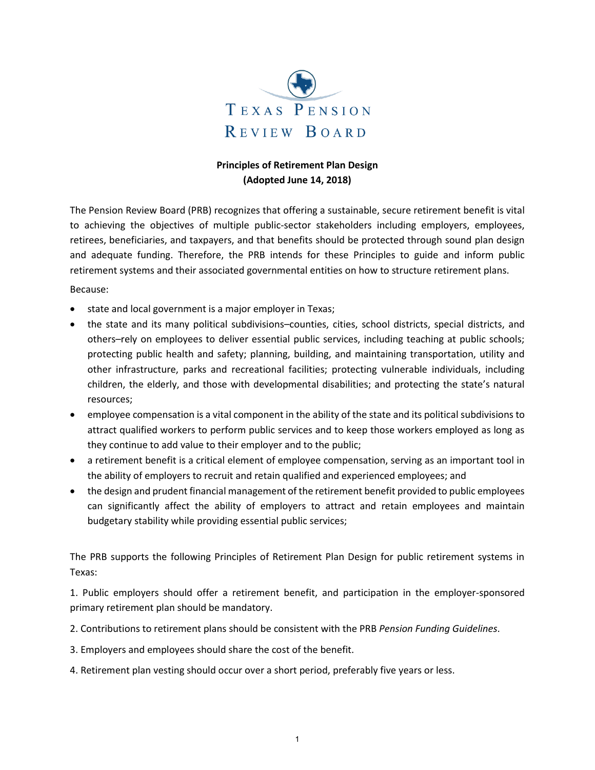# Texas Pension Review Board

## Principles of Retirement Plan Design
**(Adopted June 14, 2018)**

The Pension Review Board (PRB) recognizes that offering a sustainable, secure retirement benefit is vital to achieving the objectives of multiple public-sector stakeholders including employers, employees, retirees, beneficiaries, and taxpayers, and that benefits should be protected through sound plan design and adequate funding. Therefore, the PRB intends for these Principles to guide and inform public retirement systems and their associated governmental entities on how to structure retirement plans.

Because:

- state and local government is a major employer in Texas;
- the state and its many political subdivisions–counties, cities, school districts, special districts, and others–rely on employees to deliver essential public services, including teaching at public schools; protecting public health and safety; planning, building, and maintaining transportation, utility and other infrastructure, parks and recreational facilities; protecting vulnerable individuals, including children, the elderly, and those with developmental disabilities; and protecting the state's natural resources;
- employee compensation is a vital component in the ability of the state and its political subdivisions to attract qualified workers to perform public services and to keep those workers employed as long as they continue to add value to their employer and to the public;
- a retirement benefit is a critical element of employee compensation, serving as an important tool in the ability of employers to recruit and retain qualified and experienced employees; and
- the design and prudent financial management of the retirement benefit provided to public employees can significantly affect the ability of employers to attract and retain employees and maintain budgetary stability while providing essential public services;

The PRB supports the following Principles of Retirement Plan Design for public retirement systems in Texas:

1. Public employers should offer a retirement benefit, and participation in the employer-sponsored primary retirement plan should be mandatory.

2. Contributions to retirement plans should be consistent with the PRB *Pension Funding Guidelines*.

3. Employers and employees should share the cost of the benefit.

4. Retirement plan vesting should occur over a short period, preferably five years or less.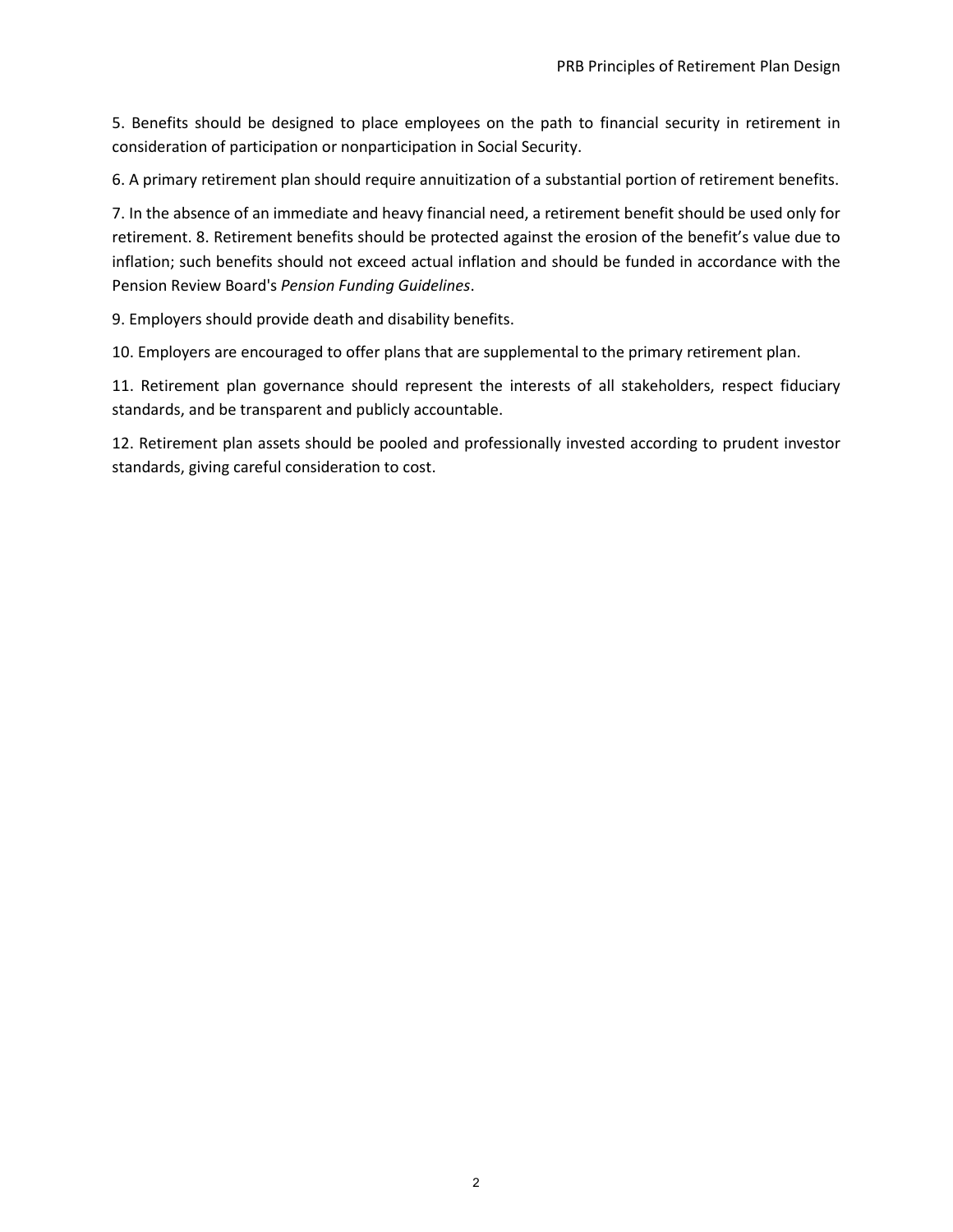5. Benefits should be designed to place employees on the path to financial security in retirement in consideration of participation or nonparticipation in Social Security.

6. A primary retirement plan should require annuitization of a substantial portion of retirement benefits.

7. In the absence of an immediate and heavy financial need, a retirement benefit should be used only for retirement. 8. Retirement benefits should be protected against the erosion of the benefit's value due to inflation; such benefits should not exceed actual inflation and should be funded in accordance with the Pension Review Board's *Pension Funding Guidelines*.

9. Employers should provide death and disability benefits.

10. Employers are encouraged to offer plans that are supplemental to the primary retirement plan.

11. Retirement plan governance should represent the interests of all stakeholders, respect fiduciary standards, and be transparent and publicly accountable.

12. Retirement plan assets should be pooled and professionally invested according to prudent investor standards, giving careful consideration to cost.